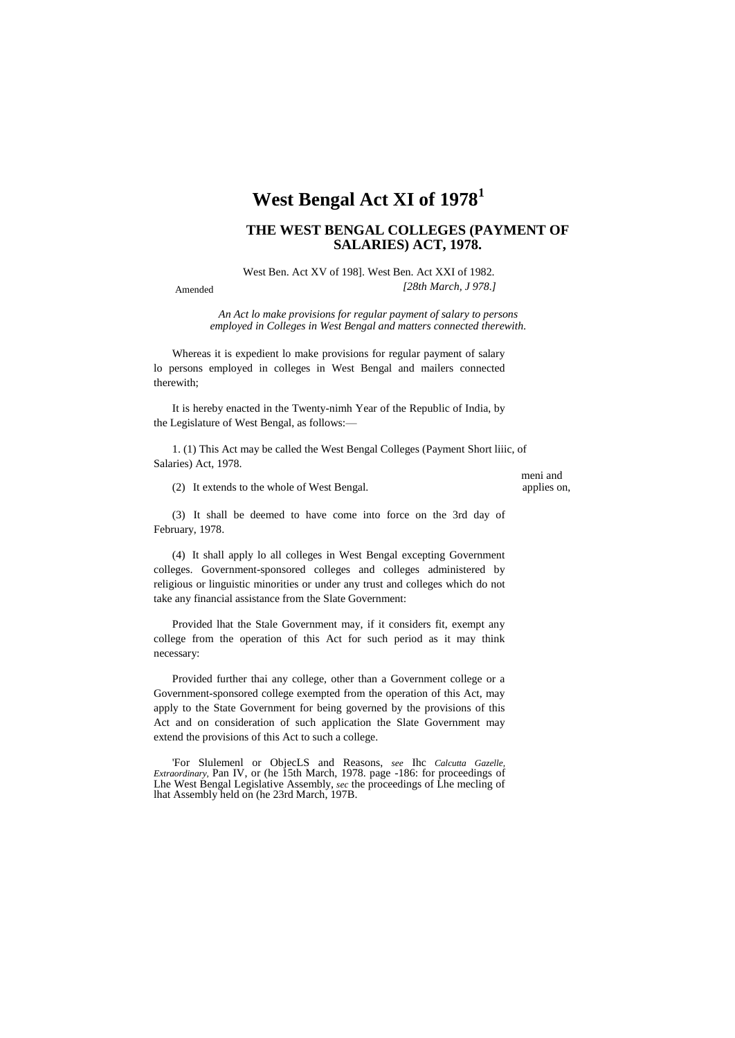# West Bengal Act XI of 1978[1]

## THE WEST BENGAL COLLEGES (PAYMENT OF SALARIES) ACT, 1978.

Amended West Ben. Act XV of 198]. West Ben. Act XXI of 1982.

*[28th March, J 978.]*

*An Act lo make provisions for regular payment of salary to persons employed in Colleges in West Bengal and matters connected therewith.*

Whereas it is expedient lo make provisions for regular payment of salary lo persons employed in colleges in West Bengal and mailers connected therewith;

It is hereby enacted in the Twenty-nimh Year of the Republic of India, by the Legislature of West Bengal, as follows:—

Short liiic, of meni and applies on,

1. (1) This Act may be called the West Bengal Colleges (Payment of Salaries) Act, 1978.

(2) It extends to the whole of West Bengal.

(3) It shall be deemed to have come into force on the 3rd day of February, 1978.

(4) It shall apply lo all colleges in West Bengal excepting Government colleges. Government-sponsored colleges and colleges administered by religious or linguistic minorities or under any trust and colleges which do not take any financial assistance from the Slate Government:

Provided lhat the Stale Government may, if it considers fit, exempt any college from the operation of this Act for such period as it may think necessary:

Provided further thai any college, other than a Government college or a Government-sponsored college exempted from the operation of this Act, may apply to the State Government for being governed by the provisions of this Act and on consideration of such application the Slate Government may extend the provisions of this Act to such a college.

'For Slulemenl or ObjecLS and Reasons, *see* Ihc *Calcutta Gazelle, Extraordinary,* Pan IV, or (he 15th March, 1978. page -186: for proceedings of Lhe West Bengal Legislative Assembly, *sec* the proceedings of Lhe mecling of lhat Assembly held on (he 23rd March, 197B.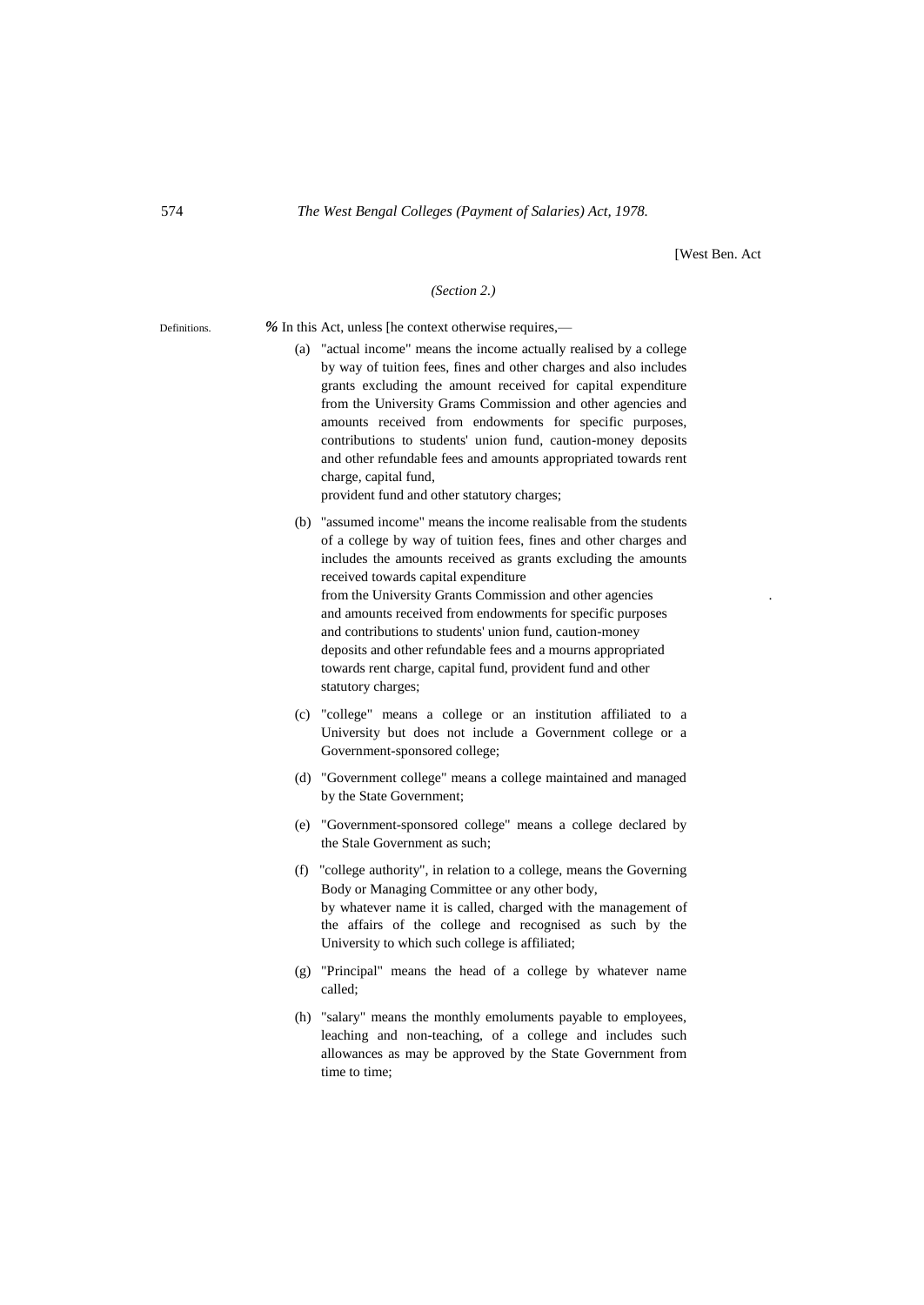*(Section 2.)*

Definitions.

*%* In this Act, unless [he context otherwise requires,—

(a) "actual income" means the income actually realised by a college by way of tuition fees, fines and other charges and also includes grants excluding the amount received for capital expenditure from the University Grams Commission and other agencies and amounts received from endowments for specific purposes, contributions to students' union fund, caution-money deposits and other refundable fees and amounts appropriated towards rent charge, capital fund, provident fund and other statutory charges;

(b) "assumed income" means the income realisable from the students of a college by way of tuition fees, fines and other charges and includes the amounts received as grants excluding the amounts received towards capital expenditure from the University Grants Commission and other agencies and amounts received from endowments for specific purposes and contributions to students' union fund, caution-money deposits and other refundable fees and a mourns appropriated towards rent charge, capital fund, provident fund and other statutory charges;

(c) "college" means a college or an institution affiliated to a University but does not include a Government college or a Government-sponsored college;

(d) "Government college" means a college maintained and managed by the State Government;

(e) "Government-sponsored college" means a college declared by the Stale Government as such;

(f) "college authority", in relation to a college, means the Governing Body or Managing Committee or any other body, by whatever name it is called, charged with the management of the affairs of the college and recognised as such by the University to which such college is affiliated;

(g) "Principal" means the head of a college by whatever name called;

(h) "salary" means the monthly emoluments payable to employees, leaching and non-teaching, of a college and includes such allowances as may be approved by the State Government from time to time;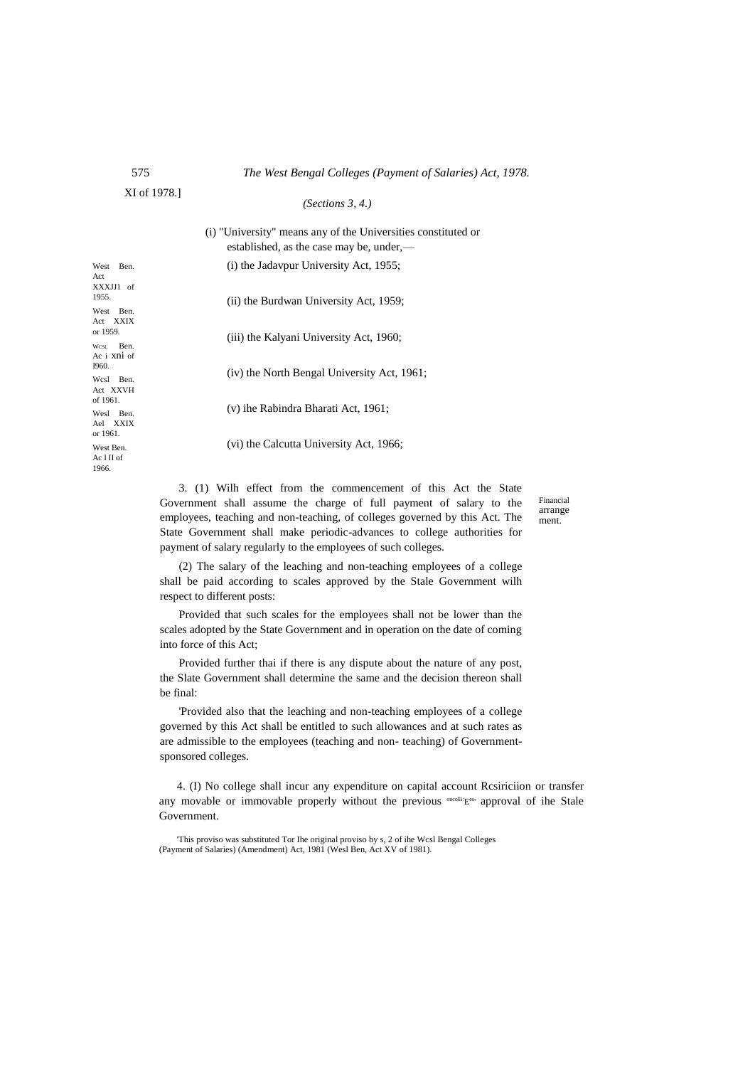*(Sections 3, 4.)*

(i) "University" means any of the Universities constituted or established, as the case may be, under,—

(i) the Jadavpur University Act, 1955; — West Ben. Act XXXJJ1 of 1955.

(ii) the Burdwan University Act, 1959; — West Ben. Act XXIX or 1959.

(iii) the Kalyani University Act, 1960; — WCSL Ben. Ac i xni of I960.

(iv) the North Bengal University Act, 1961; — Wcsl Ben. Act XXVH of 1961.

(v) ihe Rabindra Bharati Act, 1961; — Wesl Ben. Ael XXIX or 1961.

(vi) the Calcutta University Act, 1966; — West Ben. Ac l II of 1966.

**Financial arrangement.**

3. (1) Wilh effect from the commencement of this Act the State Government shall assume the charge of full payment of salary to the employees, teaching and non-teaching, of colleges governed by this Act. The State Government shall make periodic-advances to college authorities for payment of salary regularly to the employees of such colleges.

(2) The salary of the leaching and non-teaching employees of a college shall be paid according to scales approved by the Stale Government wilh respect to different posts:

Provided that such scales for the employees shall not be lower than the scales adopted by the State Government and in operation on the date of coming into force of this Act;

Provided further thai if there is any dispute about the nature of any post, the Slate Government shall determine the same and the decision thereon shall be final:

[1]Provided also that the leaching and non-teaching employees of a college governed by this Act shall be entitled to such allowances and at such rates as are admissible to the employees (teaching and non- teaching) of Government-sponsored colleges.

4. (I) No college shall incur any expenditure on capital account Rcsiriciion or transfer any movable or immovable properly without the previous oncolii:Eess approval of ihe Stale Government.

[1]This proviso was substituted Tor Ihe original proviso by s, 2 of ihe Wcsl Bengal Colleges (Payment of Salaries) (Amendment) Act, 1981 (Wesl Ben, Act XV of 1981).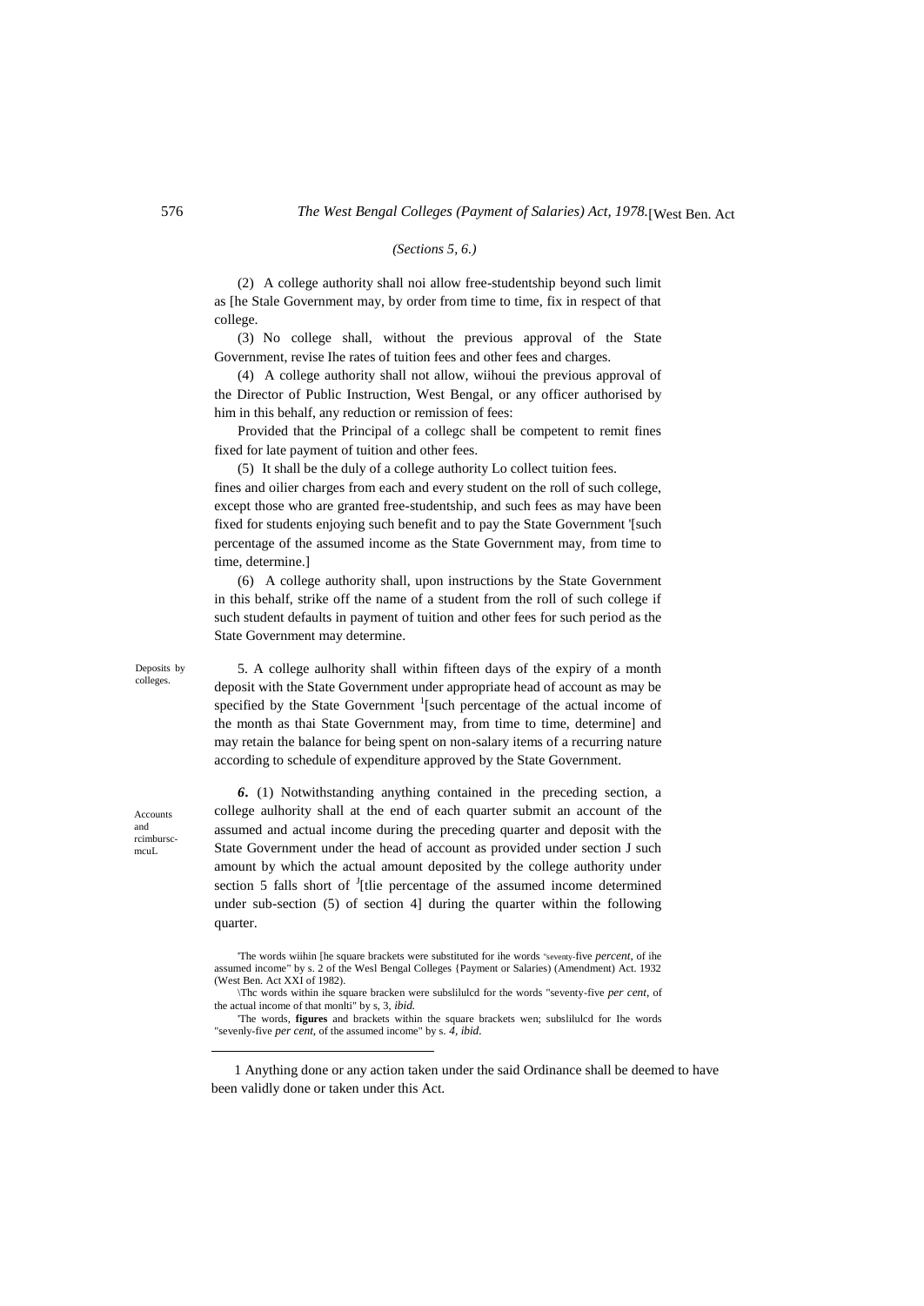*(Sections 5, 6.)*

(2) A college authority shall noi allow free-studentship beyond such limit as [he Stale Government may, by order from time to time, fix in respect of that college.

(3) No college shall, without the previous approval of the State Government, revise Ihe rates of tuition fees and other fees and charges.

(4) A college authority shall not allow, wiihoui the previous approval of the Director of Public Instruction, West Bengal, or any officer authorised by him in this behalf, any reduction or remission of fees:

Provided that the Principal of a collegc shall be competent to remit fines fixed for late payment of tuition and other fees.

(5) It shall be the duly of a college authority Lo collect tuition fees. fines and oilier charges from each and every student on the roll of such college, except those who are granted free-studentship, and such fees as may have been fixed for students enjoying such benefit and to pay the State Government '[such percentage of the assumed income as the State Government may, from time to time, determine.]

(6) A college authority shall, upon instructions by the State Government in this behalf, strike off the name of a student from the roll of such college if such student defaults in payment of tuition and other fees for such period as the State Government may determine.

Deposits by colleges.

5. A college aulhority shall within fifteen days of the expiry of a month deposit with the State Government under appropriate head of account as may be specified by the State Government [1][such percentage of the actual income of the month as thai State Government may, from time to time, determine] and may retain the balance for being spent on non-salary items of a recurring nature according to schedule of expenditure approved by the State Government.

Accounts and rcimbursc-mcuL

***6.*** (1) Notwithstanding anything contained in the preceding section, a college aulhority shall at the end of each quarter submit an account of the assumed and actual income during the preceding quarter and deposit with the State Government under the head of account as provided under section J such amount by which the actual amount deposited by the college authority under section 5 falls short of [J][tlie percentage of the assumed income determined under sub-section (5) of section 4] during the quarter within the following quarter.

'The words wiihin [he square brackets were substituted for ihe words "seventy-five *percent*, of ihe assumed income" by s. 2 of the Wesl Bengal Colleges {Payment or Salaries) (Amendment) Act. 1932 (West Ben. Act XXI of 1982).

\Thc words within ihe square bracken were subslilulcd for the words "seventy-five *per cent*, of the actual income of that monlti" by s, 3, *ibid.*

'The words, **figures** and brackets within the square brackets wen; subslilulcd for Ihe words "sevenly-five *per cent*, of the assumed income" by s. *4, ibid.*

1 Anything done or any action taken under the said Ordinance shall be deemed to have been validly done or taken under this Act.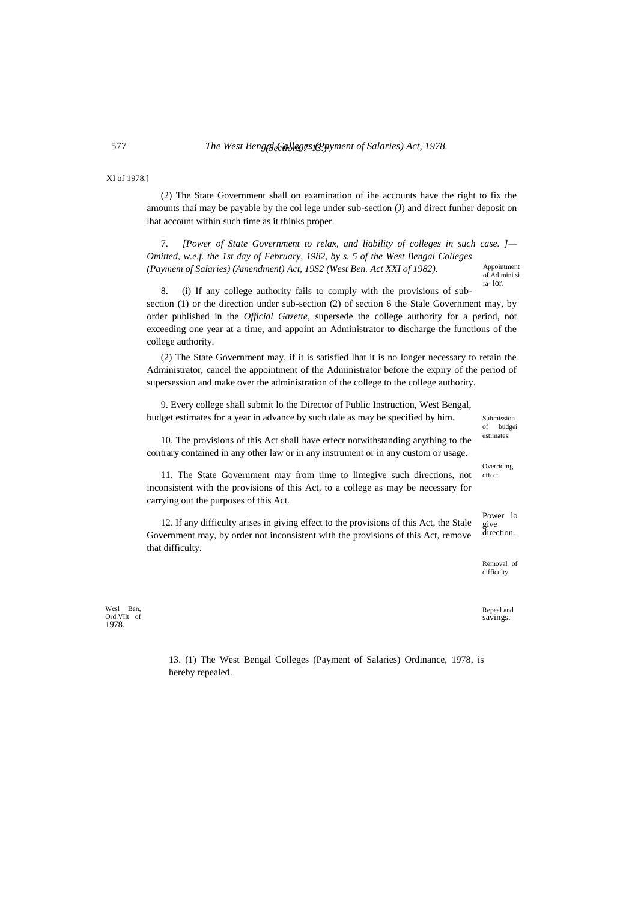XI of 1978.]

(2) The State Government shall on examination of ihe accounts have the right to fix the amounts thai may be payable by the col lege under sub-section (J) and direct funher deposit on lhat account within such time as it thinks proper.

7. *[Power of State Government to relax, and liability of colleges in such case. ]— Omitted, w.e.f. the 1st day of February, 1982, by s. 5 of the West Bengal Colleges (Paymem of Salaries) (Amendment) Act, 19S2 (West Ben. Act XXI of 1982).*

Appointment of Ad mini si ra- lor.

8. (i) If any college authority fails to comply with the provisions of sub-section (1) or the direction under sub-section (2) of section 6 the Stale Government may, by order published in the *Official Gazette,* supersede the college authority for a period, not exceeding one year at a time, and appoint an Administrator to discharge the functions of the college authority.

(2) The State Government may, if it is satisfied lhat it is no longer necessary to retain the Administrator, cancel the appointment of the Administrator before the expiry of the period of supersession and make over the administration of the college to the college authority.

Submission of budgei estimates.

9. Every college shall submit lo the Director of Public Instruction, West Bengal, budget estimates for a year in advance by such dale as may be specified by him.

Overriding cffcct.

10. The provisions of this Act shall have erfecr notwithstanding anything to the contrary contained in any other law or in any instrument or in any custom or usage.

Power lo give direction.

11. The State Government may from time to limegive such directions, not inconsistent with the provisions of this Act, to a college as may be necessary for carrying out the purposes of this Act.

Removal of difficulty.

12. If any difficulty arises in giving effect to the provisions of this Act, the Stale Government may, by order not inconsistent with the provisions of this Act, remove that difficulty.

Repeal and savings.

Wcsl Ben, Ord.VIIt of 1978.

13. (1) The West Bengal Colleges (Payment of Salaries) Ordinance, 1978, is hereby repealed.